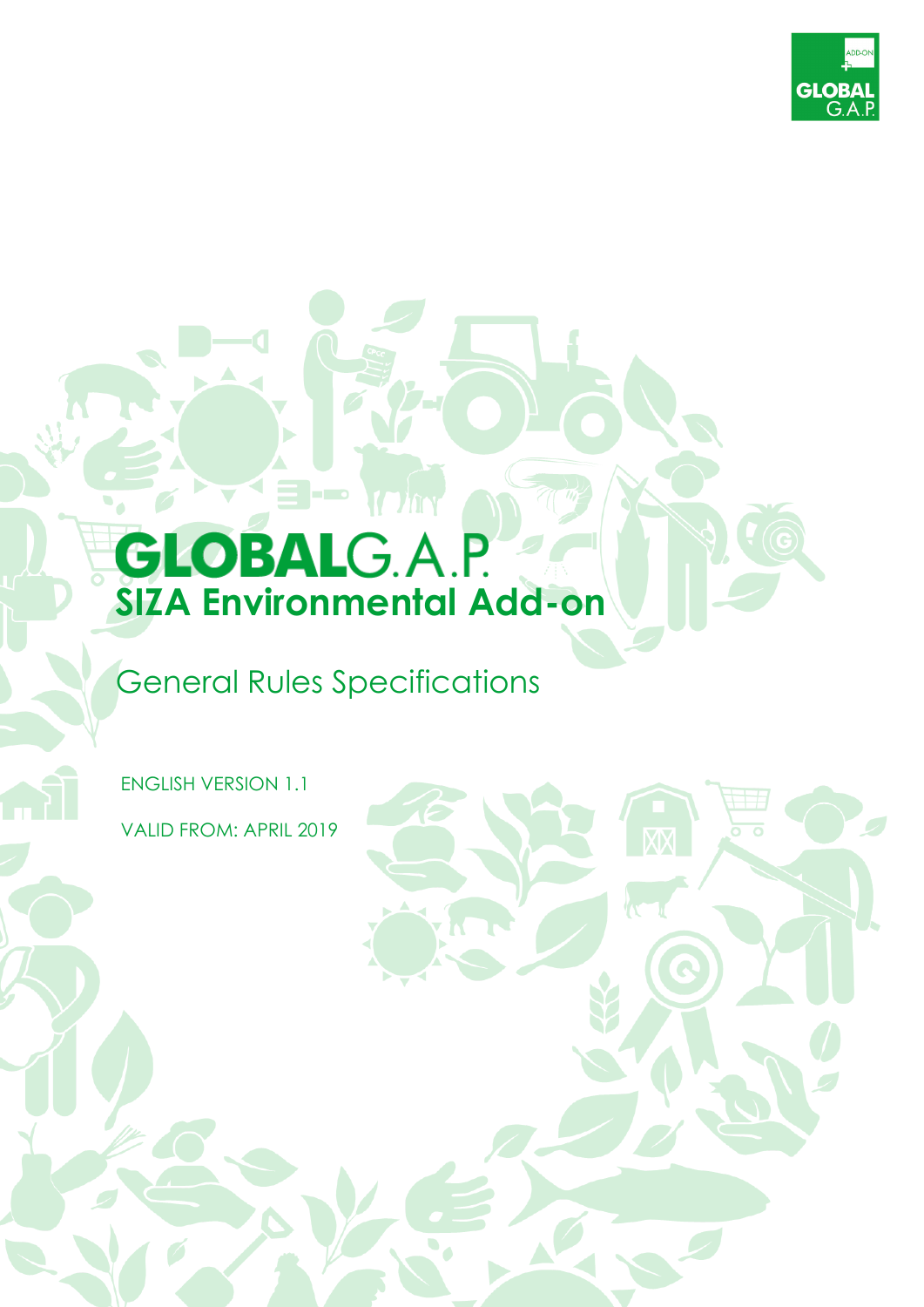# GLOBALG.A.P.

## SIZA Environmental Add-on

General Rules Specifications

ENGLISH VERSION 1.1

VALID FROM: APRIL 2019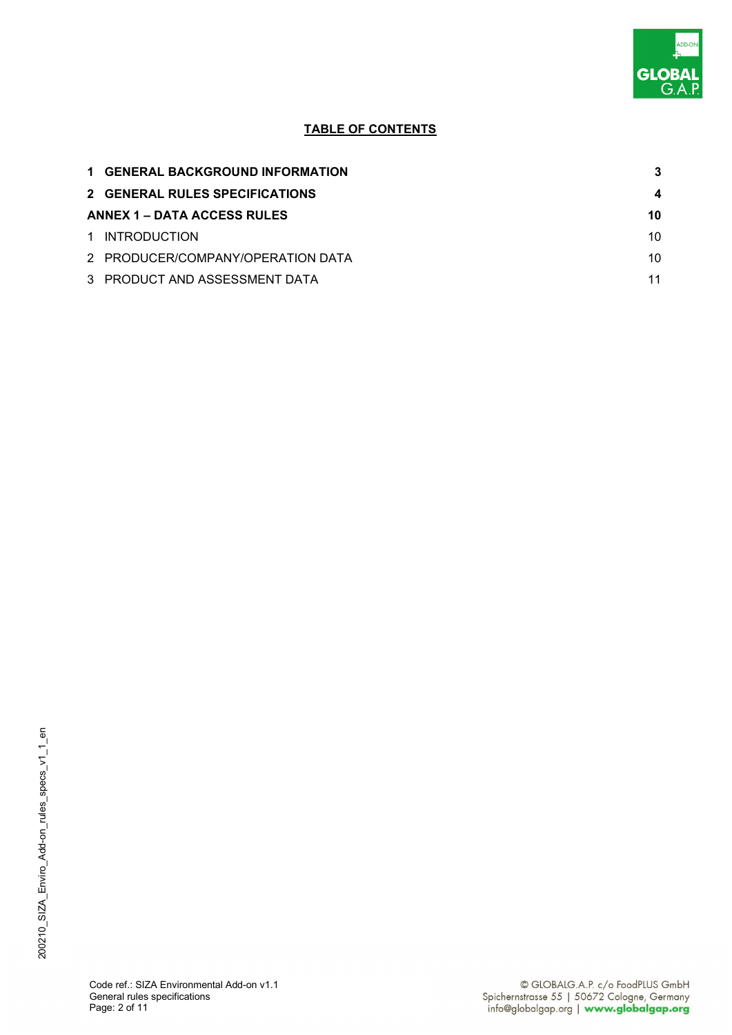**TABLE OF CONTENTS**

| | |
|---|---|
| **1 GENERAL BACKGROUND INFORMATION** | **3** |
| **2 GENERAL RULES SPECIFICATIONS** | **4** |
| **ANNEX 1 – DATA ACCESS RULES** | **10** |
| 1 INTRODUCTION | 10 |
| 2 PRODUCER/COMPANY/OPERATION DATA | 10 |
| 3 PRODUCT AND ASSESSMENT DATA | 11 |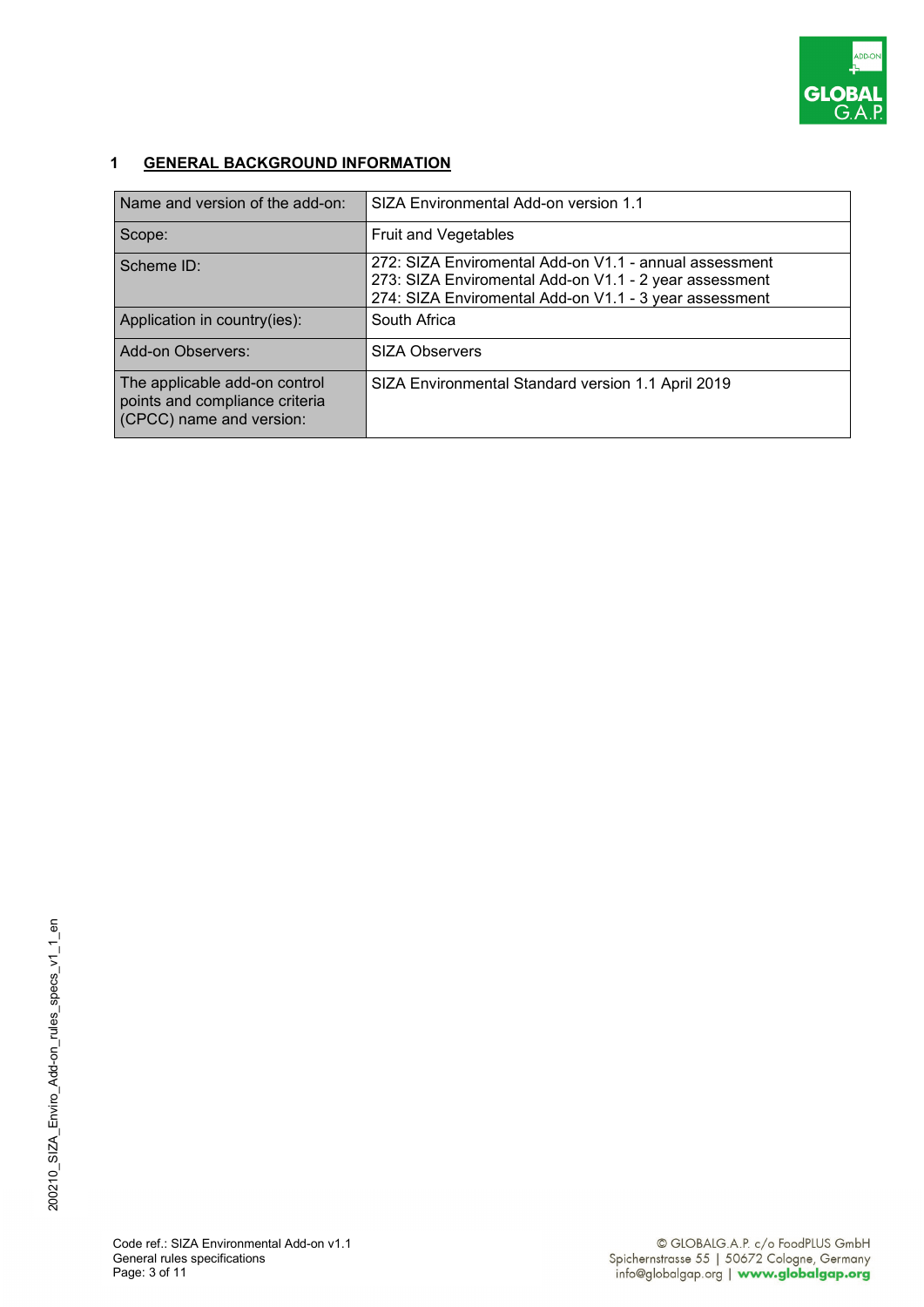## 1 GENERAL BACKGROUND INFORMATION

| | |
|---|---|
| Name and version of the add-on: | SIZA Environmental Add-on version 1.1 |
| Scope: | Fruit and Vegetables |
| Scheme ID: | 272: SIZA Enviromental Add-on V1.1 - annual assessment<br>273: SIZA Enviromental Add-on V1.1 - 2 year assessment<br>274: SIZA Enviromental Add-on V1.1 - 3 year assessment |
| Application in country(ies): | South Africa |
| Add-on Observers: | SIZA Observers |
| The applicable add-on control points and compliance criteria (CPCC) name and version: | SIZA Environmental Standard version 1.1 April 2019 |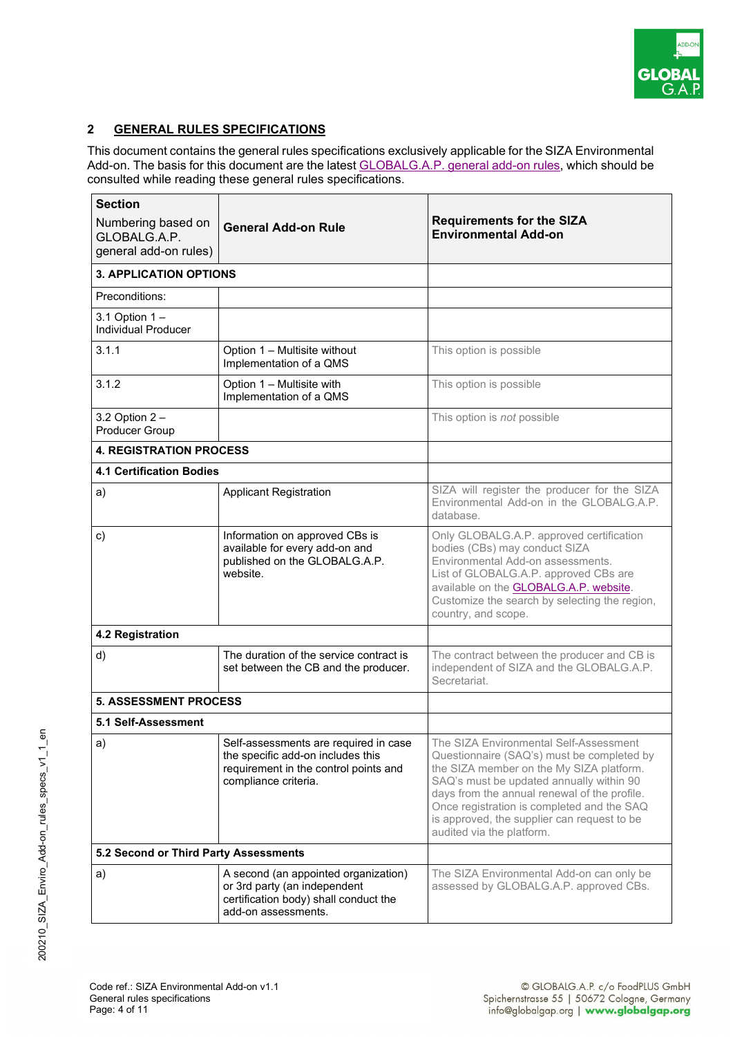## 2 GENERAL RULES SPECIFICATIONS

This document contains the general rules specifications exclusively applicable for the SIZA Environmental Add-on. The basis for this document are the latest GLOBALG.A.P. general add-on rules, which should be consulted while reading these general rules specifications.

| **Section** Numbering based on GLOBALG.A.P. general add-on rules) | **General Add-on Rule** | **Requirements for the SIZA Environmental Add-on** |
|---|---|---|
| **3. APPLICATION OPTIONS** | | |
| Preconditions: | | |
| 3.1 Option 1 – Individual Producer | | |
| 3.1.1 | Option 1 – Multisite without Implementation of a QMS | This option is possible |
| 3.1.2 | Option 1 – Multisite with Implementation of a QMS | This option is possible |
| 3.2 Option 2 – Producer Group | | This option is *not* possible |
| **4. REGISTRATION PROCESS** | | |
| **4.1 Certification Bodies** | | |
| a) | Applicant Registration | SIZA will register the producer for the SIZA Environmental Add-on in the GLOBALG.A.P. database. |
| c) | Information on approved CBs is available for every add-on and published on the GLOBALG.A.P. website. | Only GLOBALG.A.P. approved certification bodies (CBs) may conduct SIZA Environmental Add-on assessments. List of GLOBALG.A.P. approved CBs are available on the GLOBALG.A.P. website. Customize the search by selecting the region, country, and scope. |
| **4.2 Registration** | | |
| d) | The duration of the service contract is set between the CB and the producer. | The contract between the producer and CB is independent of SIZA and the GLOBALG.A.P. Secretariat. |
| **5. ASSESSMENT PROCESS** | | |
| **5.1 Self-Assessment** | | |
| a) | Self-assessments are required in case the specific add-on includes this requirement in the control points and compliance criteria. | The SIZA Environmental Self-Assessment Questionnaire (SAQ's) must be completed by the SIZA member on the My SIZA platform. SAQ's must be updated annually within 90 days from the annual renewal of the profile. Once registration is completed and the SAQ is approved, the supplier can request to be audited via the platform. |
| **5.2 Second or Third Party Assessments** | | |
| a) | A second (an appointed organization) or 3rd party (an independent certification body) shall conduct the add-on assessments. | The SIZA Environmental Add-on can only be assessed by GLOBALG.A.P. approved CBs. |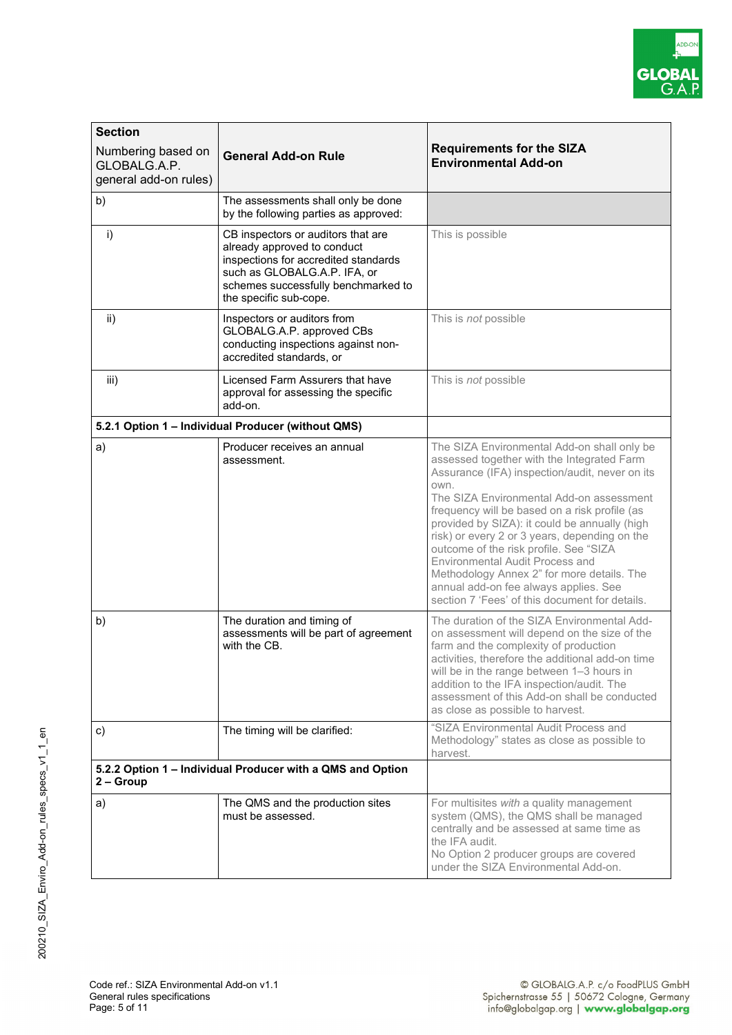| **Section**<br>Numbering based on GLOBALG.A.P. general add-on rules) | **General Add-on Rule** | **Requirements for the SIZA Environmental Add-on** |
|---|---|---|
| b) | The assessments shall only be done by the following parties as approved: | |
| i) | CB inspectors or auditors that are already approved to conduct inspections for accredited standards such as GLOBALG.A.P. IFA, or schemes successfully benchmarked to the specific sub-cope. | This is possible |
| ii) | Inspectors or auditors from GLOBALG.A.P. approved CBs conducting inspections against non-accredited standards, or | This is *not* possible |
| iii) | Licensed Farm Assurers that have approval for assessing the specific add-on. | This is *not* possible |
| **5.2.1 Option 1 – Individual Producer (without QMS)** | | |
| a) | Producer receives an annual assessment. | The SIZA Environmental Add-on shall only be assessed together with the Integrated Farm Assurance (IFA) inspection/audit, never on its own.<br>The SIZA Environmental Add-on assessment frequency will be based on a risk profile (as provided by SIZA): it could be annually (high risk) or every 2 or 3 years, depending on the outcome of the risk profile. See "SIZA Environmental Audit Process and Methodology Annex 2" for more details. The annual add-on fee always applies. See section 7 'Fees' of this document for details. |
| b) | The duration and timing of assessments will be part of agreement with the CB. | The duration of the SIZA Environmental Add-on assessment will depend on the size of the farm and the complexity of production activities, therefore the additional add-on time will be in the range between 1–3 hours in addition to the IFA inspection/audit. The assessment of this Add-on shall be conducted as close as possible to harvest. |
| c) | The timing will be clarified: | "SIZA Environmental Audit Process and Methodology" states as close as possible to harvest. |
| **5.2.2 Option 1 – Individual Producer with a QMS and Option 2 – Group** | | |
| a) | The QMS and the production sites must be assessed. | For multisites *with* a quality management system (QMS), the QMS shall be managed centrally and be assessed at same time as the IFA audit.<br>No Option 2 producer groups are covered under the SIZA Environmental Add-on. |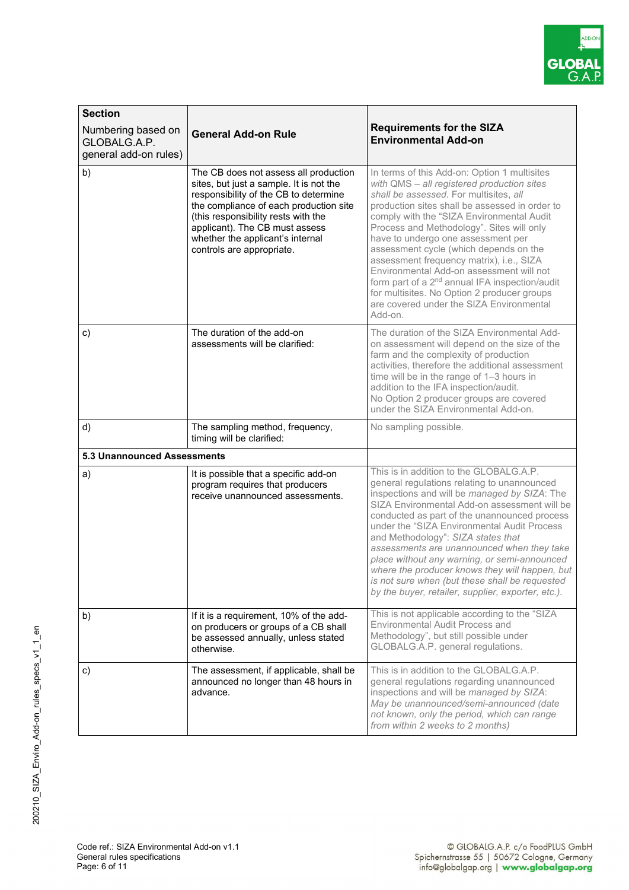| **Section** Numbering based on GLOBALG.A.P. general add-on rules) | **General Add-on Rule** | **Requirements for the SIZA Environmental Add-on** |
|---|---|---|
| b) | The CB does not assess all production sites, but just a sample. It is not the responsibility of the CB to determine the compliance of each production site (this responsibility rests with the applicant). The CB must assess whether the applicant's internal controls are appropriate. | In terms of this Add-on: Option 1 multisites *with QMS – all registered production sites shall be assessed*. For multisites, *all* production sites shall be assessed in order to comply with the "SIZA Environmental Audit Process and Methodology". Sites will only have to undergo one assessment per assessment cycle (which depends on the assessment frequency matrix), i.e., SIZA Environmental Add-on assessment will not form part of a 2nd annual IFA inspection/audit for multisites. No Option 2 producer groups are covered under the SIZA Environmental Add-on. |
| c) | The duration of the add-on assessments will be clarified: | The duration of the SIZA Environmental Add-on assessment will depend on the size of the farm and the complexity of production activities, therefore the additional assessment time will be in the range of 1–3 hours in addition to the IFA inspection/audit. No Option 2 producer groups are covered under the SIZA Environmental Add-on. |
| d) | The sampling method, frequency, timing will be clarified: | No sampling possible. |
| **5.3 Unannounced Assessments** | | |
| a) | It is possible that a specific add-on program requires that producers receive unannounced assessments. | This is in addition to the GLOBALG.A.P. general regulations relating to unannounced inspections and will be *managed by SIZA*: The SIZA Environmental Add-on assessment will be conducted as part of the unannounced process under the "SIZA Environmental Audit Process and Methodology": *SIZA states that assessments are unannounced when they take place without any warning, or semi-announced where the producer knows they will happen, but is not sure when (but these shall be requested by the buyer, retailer, supplier, exporter, etc.).* |
| b) | If it is a requirement, 10% of the add-on producers or groups of a CB shall be assessed annually, unless stated otherwise. | This is not applicable according to the "SIZA Environmental Audit Process and Methodology", but still possible under GLOBALG.A.P. general regulations. |
| c) | The assessment, if applicable, shall be announced no longer than 48 hours in advance. | This is in addition to the GLOBALG.A.P. general regulations regarding unannounced inspections and will be *managed by SIZA*: *May be unannounced/semi-announced (date not known, only the period, which can range from within 2 weeks to 2 months)* |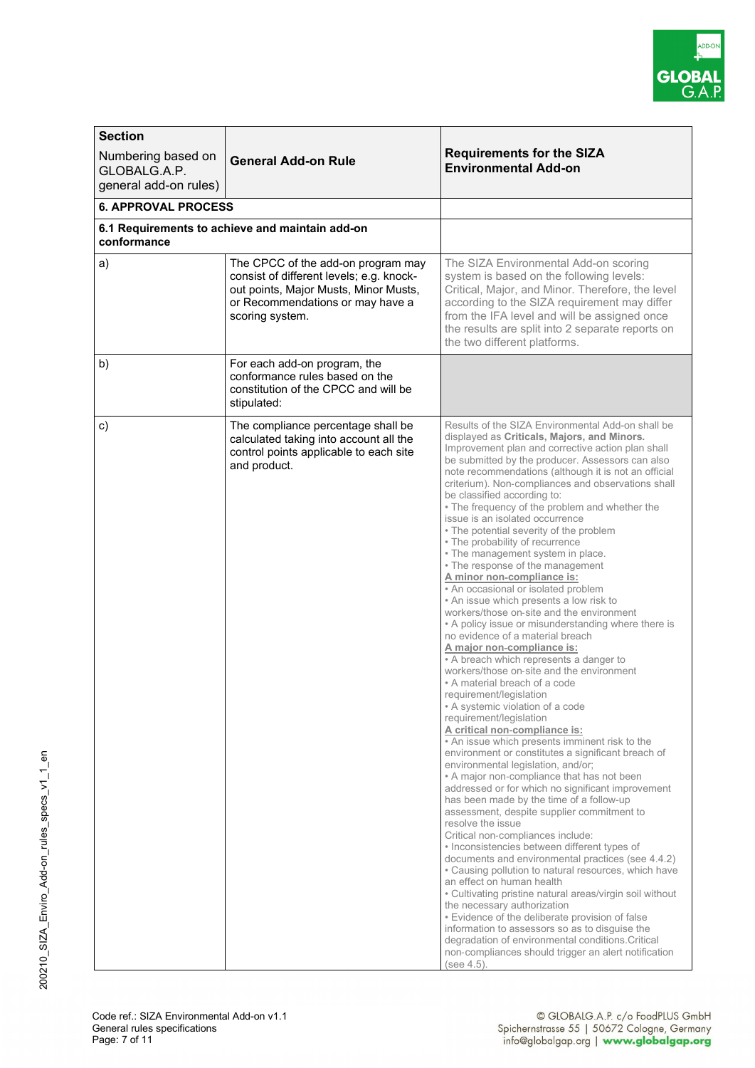| Section<br>Numbering based on GLOBALG.A.P. general add-on rules) | General Add-on Rule | Requirements for the SIZA Environmental Add-on |
|---|---|---|
| **6. APPROVAL PROCESS** | | |
| **6.1 Requirements to achieve and maintain add-on conformance** | | |
| a) | The CPCC of the add-on program may consist of different levels; e.g. knock-out points, Major Musts, Minor Musts, or Recommendations or may have a scoring system. | The SIZA Environmental Add-on scoring system is based on the following levels: Critical, Major, and Minor. Therefore, the level according to the SIZA requirement may differ from the IFA level and will be assigned once the results are split into 2 separate reports on the two different platforms. |
| b) | For each add-on program, the conformance rules based on the constitution of the CPCC and will be stipulated: | |
| c) | The compliance percentage shall be calculated taking into account all the control points applicable to each site and product. | Results of the SIZA Environmental Add-on shall be displayed as **Criticals, Majors, and Minors.** Improvement plan and corrective action plan shall be submitted by the producer. Assessors can also note recommendations (although it is not an official criterium). Non-compliances and observations shall be classified according to:<br>• The frequency of the problem and whether the issue is an isolated occurrence<br>• The potential severity of the problem<br>• The probability of recurrence<br>• The management system in place.<br>• The response of the management<br>**A minor non-compliance is:**<br>• An occasional or isolated problem<br>• An issue which presents a low risk to workers/those on-site and the environment<br>• A policy issue or misunderstanding where there is no evidence of a material breach<br>**A major non-compliance is:**<br>• A breach which represents a danger to workers/those on-site and the environment<br>• A material breach of a code requirement/legislation<br>• A systemic violation of a code requirement/legislation<br>**A critical non-compliance is:**<br>• An issue which presents imminent risk to the environment or constitutes a significant breach of environmental legislation, and/or;<br>• A major non-compliance that has not been addressed or for which no significant improvement has been made by the time of a follow-up assessment, despite supplier commitment to resolve the issue<br>Critical non-compliances include:<br>• Inconsistencies between different types of documents and environmental practices (see 4.4.2)<br>• Causing pollution to natural resources, which have an effect on human health<br>• Cultivating pristine natural areas/virgin soil without the necessary authorization<br>• Evidence of the deliberate provision of false information to assessors so as to disguise the degradation of environmental conditions.Critical non-compliances should trigger an alert notification (see 4.5). |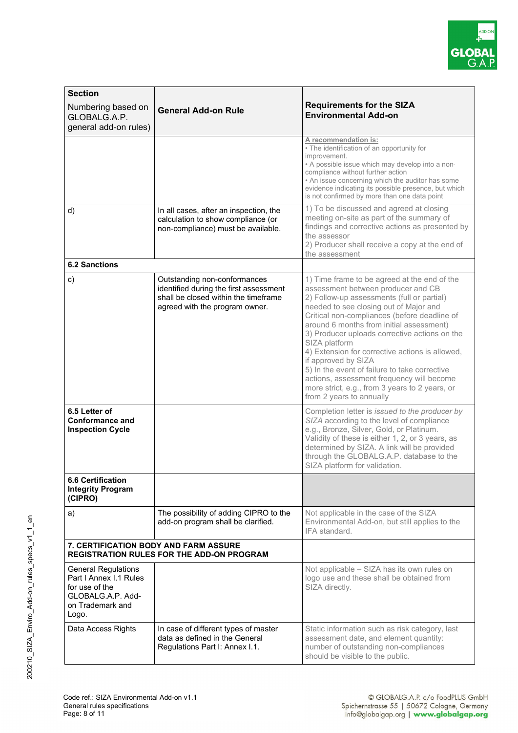| Section<br>Numbering based on GLOBALG.A.P. general add-on rules) | General Add-on Rule | Requirements for the SIZA Environmental Add-on |
|---|---|---|
| | | A recommendation is:<br>• The identification of an opportunity for improvement.<br>• A possible issue which may develop into a non-compliance without further action<br>• An issue concerning which the auditor has some evidence indicating its possible presence, but which is not confirmed by more than one data point |
| d) | In all cases, after an inspection, the calculation to show compliance (or non-compliance) must be available. | 1) To be discussed and agreed at closing meeting on-site as part of the summary of findings and corrective actions as presented by the assessor<br>2) Producer shall receive a copy at the end of the assessment |
| **6.2 Sanctions** | | |
| c) | Outstanding non-conformances identified during the first assessment shall be closed within the timeframe agreed with the program owner. | 1) Time frame to be agreed at the end of the assessment between producer and CB<br>2) Follow-up assessments (full or partial) needed to see closing out of Major and Critical non-compliances (before deadline of around 6 months from initial assessment)<br>3) Producer uploads corrective actions on the SIZA platform<br>4) Extension for corrective actions is allowed, if approved by SIZA<br>5) In the event of failure to take corrective actions, assessment frequency will become more strict, e.g., from 3 years to 2 years, or from 2 years to annually |
| **6.5 Letter of Conformance and Inspection Cycle** | | Completion letter is *issued to the producer by SIZA* according to the level of compliance e.g., Bronze, Silver, Gold, or Platinum. Validity of these is either 1, 2, or 3 years, as determined by SIZA. A link will be provided through the GLOBALG.A.P. database to the SIZA platform for validation. |
| **6.6 Certification Integrity Program (CIPRO)** | | |
| a) | The possibility of adding CIPRO to the add-on program shall be clarified. | Not applicable in the case of the SIZA Environmental Add-on, but still applies to the IFA standard. |
| **7. CERTIFICATION BODY AND FARM ASSURE REGISTRATION RULES FOR THE ADD-ON PROGRAM** | | |
| General Regulations Part I Annex I.1 Rules for use of the GLOBALG.A.P. Add-on Trademark and Logo. | | Not applicable – SIZA has its own rules on logo use and these shall be obtained from SIZA directly. |
| Data Access Rights | In case of different types of master data as defined in the General Regulations Part I: Annex I.1. | Static information such as risk category, last assessment date, and element quantity: number of outstanding non-compliances should be visible to the public. |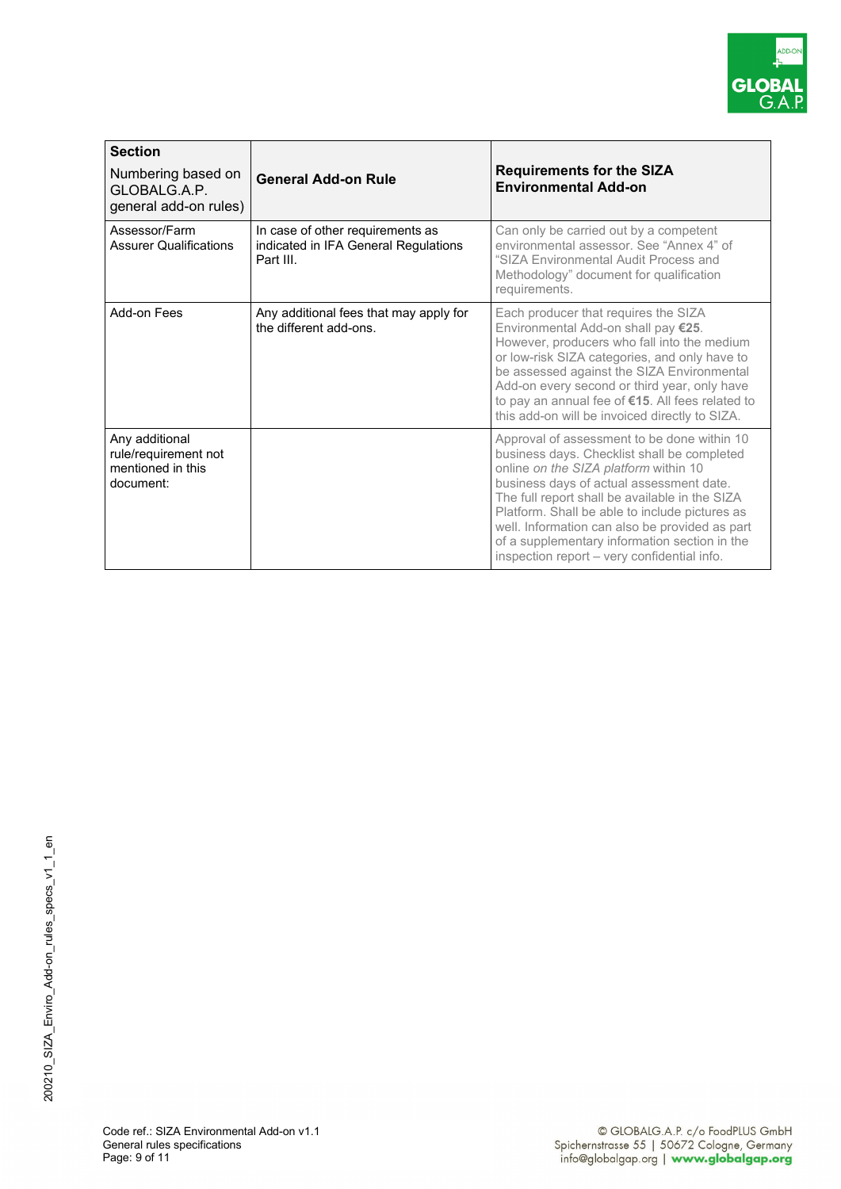| **Section**<br>Numbering based on GLOBALG.A.P. general add-on rules) | **General Add-on Rule** | **Requirements for the SIZA Environmental Add-on** |
|---|---|---|
| Assessor/Farm Assurer Qualifications | In case of other requirements as indicated in IFA General Regulations Part III. | Can only be carried out by a competent environmental assessor. See "Annex 4" of "SIZA Environmental Audit Process and Methodology" document for qualification requirements. |
| Add-on Fees | Any additional fees that may apply for the different add-ons. | Each producer that requires the SIZA Environmental Add-on shall pay **€25**. However, producers who fall into the medium or low-risk SIZA categories, and only have to be assessed against the SIZA Environmental Add-on every second or third year, only have to pay an annual fee of **€15**. All fees related to this add-on will be invoiced directly to SIZA. |
| Any additional rule/requirement not mentioned in this document: | | Approval of assessment to be done within 10 business days. Checklist shall be completed online *on the SIZA platform* within 10 business days of actual assessment date. The full report shall be available in the SIZA Platform. Shall be able to include pictures as well. Information can also be provided as part of a supplementary information section in the inspection report – very confidential info. |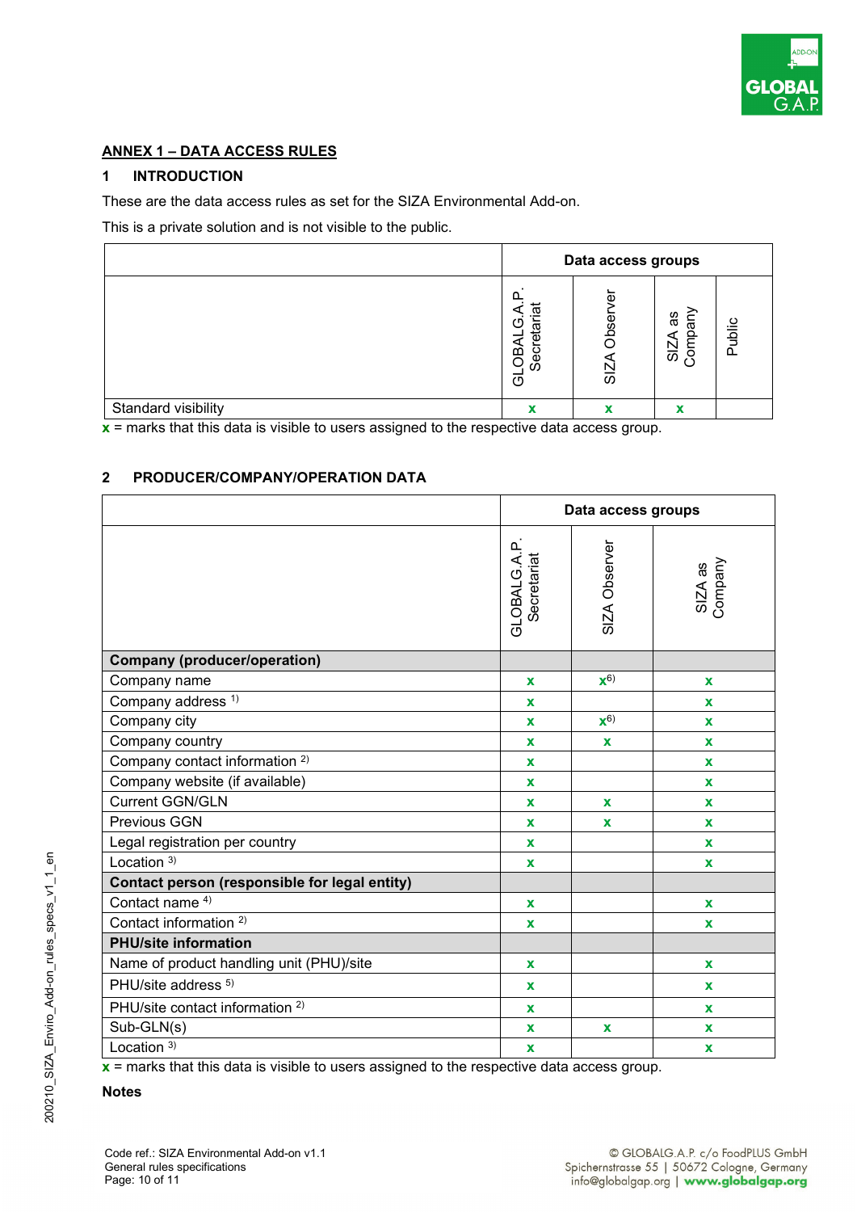## ANNEX 1 – DATA ACCESS RULES

### 1 INTRODUCTION

These are the data access rules as set for the SIZA Environmental Add-on.

This is a private solution and is not visible to the public.

| | Data access groups | | | |
|---|---|---|---|---|
| | GLOBALG.A.P. Secretariat | SIZA Observer | SIZA as Company | Public |
| Standard visibility | x | x | x | |

**x** = marks that this data is visible to users assigned to the respective data access group.

### 2 PRODUCER/COMPANY/OPERATION DATA

| | Data access groups | | |
|---|---|---|---|
| | GLOBALG.A.P. Secretariat | SIZA Observer | SIZA as Company |
| **Company (producer/operation)** | | | |
| Company name | x | x [6)] | x |
| Company address [1)] | x | | x |
| Company city | x | x [6)] | x |
| Company country | x | x | x |
| Company contact information [2)] | x | | x |
| Company website (if available) | x | | x |
| Current GGN/GLN | x | x | x |
| Previous GGN | x | x | x |
| Legal registration per country | x | | x |
| Location [3)] | x | | x |
| **Contact person (responsible for legal entity)** | | | |
| Contact name [4)] | x | | x |
| Contact information [2)] | x | | x |
| **PHU/site information** | | | |
| Name of product handling unit (PHU)/site | x | | x |
| PHU/site address [5)] | x | | x |
| PHU/site contact information [2)] | x | | x |
| Sub-GLN(s) | x | x | x |
| Location [3)] | x | | x |

**x** = marks that this data is visible to users assigned to the respective data access group.

**Notes**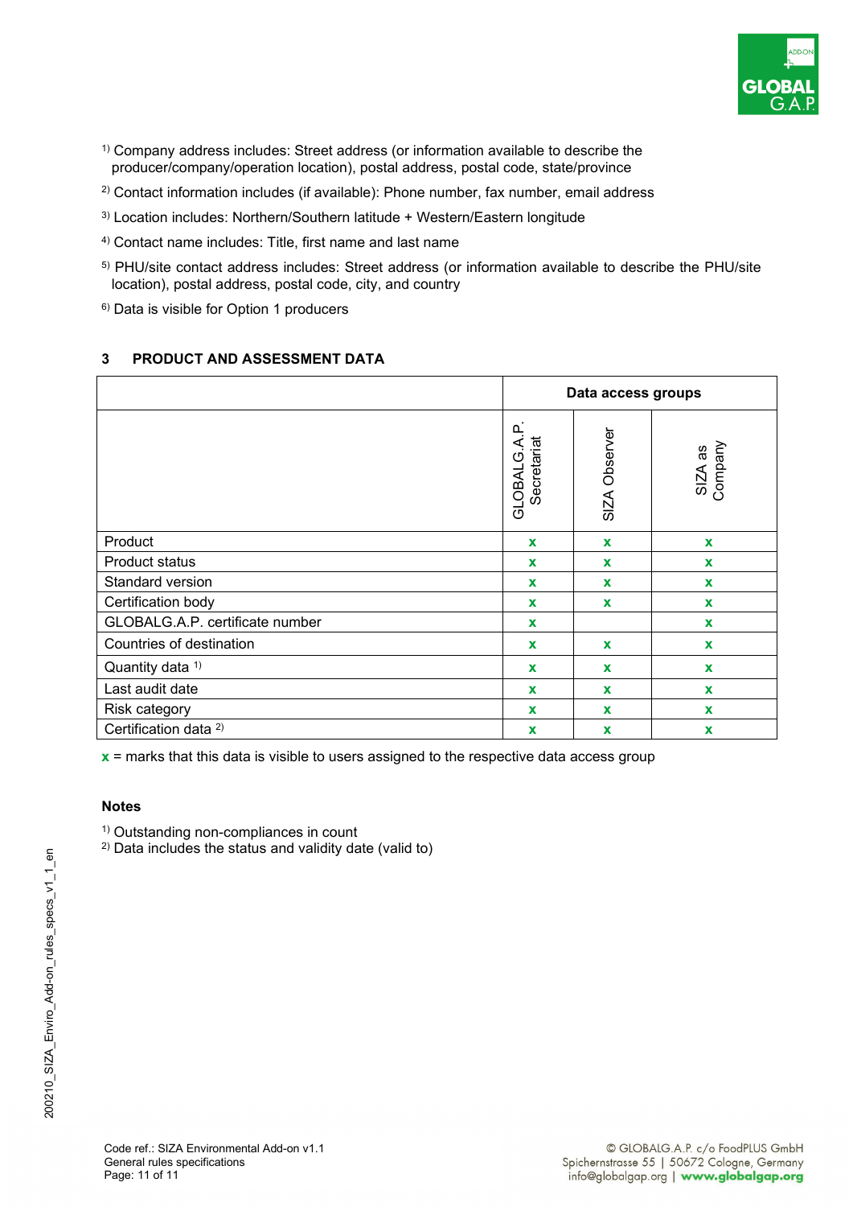[1] Company address includes: Street address (or information available to describe the producer/company/operation location), postal address, postal code, state/province

[2] Contact information includes (if available): Phone number, fax number, email address

[3] Location includes: Northern/Southern latitude + Western/Eastern longitude

[4] Contact name includes: Title, first name and last name

[5] PHU/site contact address includes: Street address (or information available to describe the PHU/site location), postal address, postal code, city, and country

[6] Data is visible for Option 1 producers

## 3 PRODUCT AND ASSESSMENT DATA

| | Data access groups | | |
|---|---|---|---|
| | GLOBALG.A.P. Secretariat | SIZA Observer | SIZA as Company |
| Product | x | x | x |
| Product status | x | x | x |
| Standard version | x | x | x |
| Certification body | x | x | x |
| GLOBALG.A.P. certificate number | x | | x |
| Countries of destination | x | x | x |
| Quantity data [1] | x | x | x |
| Last audit date | x | x | x |
| Risk category | x | x | x |
| Certification data [2] | x | x | x |

**x** = marks that this data is visible to users assigned to the respective data access group

**Notes**

[1] Outstanding non-compliances in count
[2] Data includes the status and validity date (valid to)